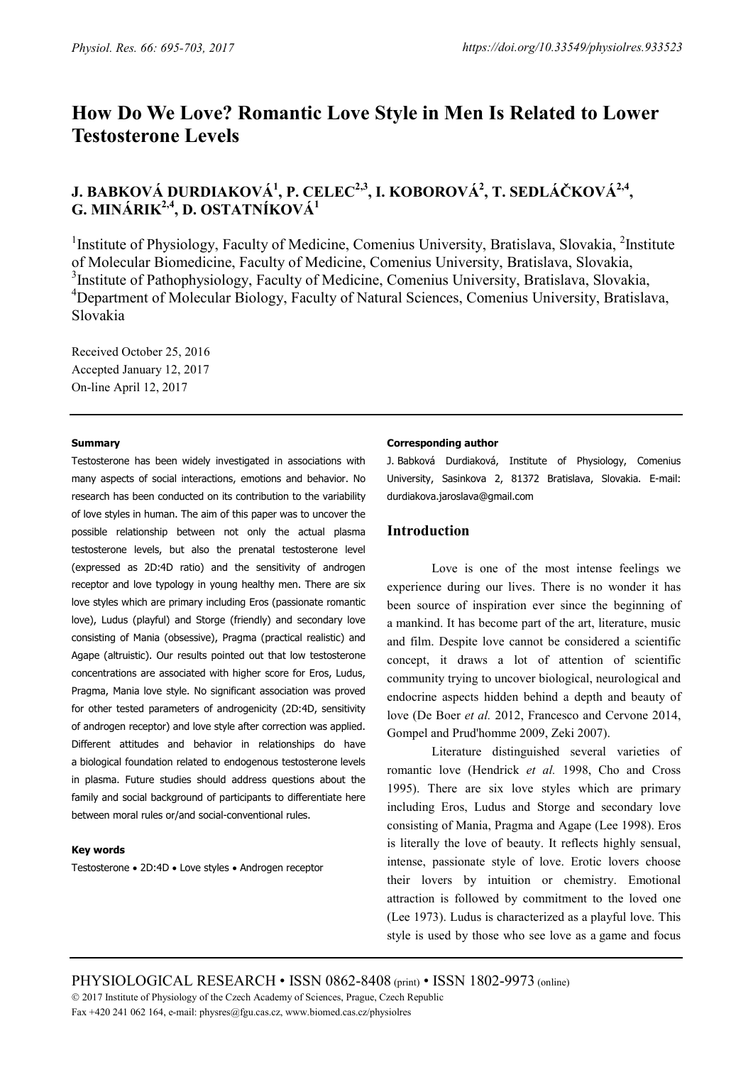# How Do We Love? Romantic Love Style in Men Is Related to Lower Testosterone Levels

**J. BABKOVÁ DURDIAKOVÁ[1], P. CELEC[2,3], I. KOBOROVÁ[2], T. SEDLÁČKOVÁ[2,4], G. MINÁRIK[2,4], D. OSTATNÍKOVÁ[1]**

[1]Institute of Physiology, Faculty of Medicine, Comenius University, Bratislava, Slovakia, [2]Institute of Molecular Biomedicine, Faculty of Medicine, Comenius University, Bratislava, Slovakia, [3]Institute of Pathophysiology, Faculty of Medicine, Comenius University, Bratislava, Slovakia, [4]Department of Molecular Biology, Faculty of Natural Sciences, Comenius University, Bratislava, Slovakia

Received October 25, 2016
Accepted January 12, 2017
On-line April 12, 2017

### Summary

Testosterone has been widely investigated in associations with many aspects of social interactions, emotions and behavior. No research has been conducted on its contribution to the variability of love styles in human. The aim of this paper was to uncover the possible relationship between not only the actual plasma testosterone levels, but also the prenatal testosterone level (expressed as 2D:4D ratio) and the sensitivity of androgen receptor and love typology in young healthy men. There are six love styles which are primary including Eros (passionate romantic love), Ludus (playful) and Storge (friendly) and secondary love consisting of Mania (obsessive), Pragma (practical realistic) and Agape (altruistic). Our results pointed out that low testosterone concentrations are associated with higher score for Eros, Ludus, Pragma, Mania love style. No significant association was proved for other tested parameters of androgenicity (2D:4D, sensitivity of androgen receptor) and love style after correction was applied. Different attitudes and behavior in relationships do have a biological foundation related to endogenous testosterone levels in plasma. Future studies should address questions about the family and social background of participants to differentiate here between moral rules or/and social-conventional rules.

### Key words

Testosterone • 2D:4D • Love styles • Androgen receptor

### Corresponding author

J. Babková Durdiaková, Institute of Physiology, Comenius University, Sasinkova 2, 81372 Bratislava, Slovakia. E-mail: durdiakova.jaroslava@gmail.com

## Introduction

Love is one of the most intense feelings we experience during our lives. There is no wonder it has been source of inspiration ever since the beginning of a mankind. It has become part of the art, literature, music and film. Despite love cannot be considered a scientific concept, it draws a lot of attention of scientific community trying to uncover biological, neurological and endocrine aspects hidden behind a depth and beauty of love (De Boer *et al.* 2012, Francesco and Cervone 2014, Gompel and Prud'homme 2009, Zeki 2007).

Literature distinguished several varieties of romantic love (Hendrick *et al.* 1998, Cho and Cross 1995). There are six love styles which are primary including Eros, Ludus and Storge and secondary love consisting of Mania, Pragma and Agape (Lee 1998). Eros is literally the love of beauty. It reflects highly sensual, intense, passionate style of love. Erotic lovers choose their lovers by intuition or chemistry. Emotional attraction is followed by commitment to the loved one (Lee 1973). Ludus is characterized as a playful love. This style is used by those who see love as a game and focus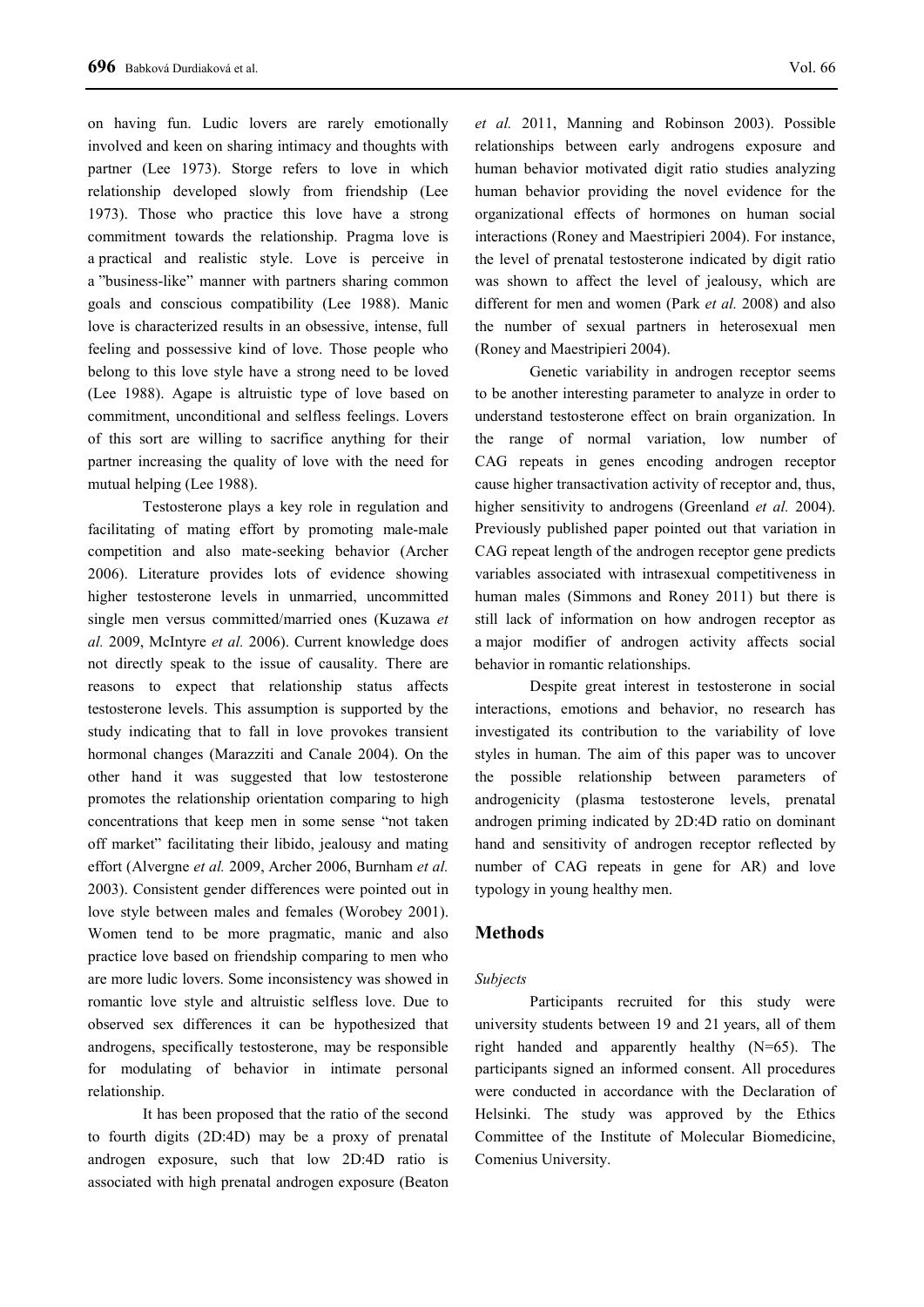on having fun. Ludic lovers are rarely emotionally involved and keen on sharing intimacy and thoughts with partner (Lee 1973). Storge refers to love in which relationship developed slowly from friendship (Lee 1973). Those who practice this love have a strong commitment towards the relationship. Pragma love is a practical and realistic style. Love is perceive in a "business-like" manner with partners sharing common goals and conscious compatibility (Lee 1988). Manic love is characterized results in an obsessive, intense, full feeling and possessive kind of love. Those people who belong to this love style have a strong need to be loved (Lee 1988). Agape is altruistic type of love based on commitment, unconditional and selfless feelings. Lovers of this sort are willing to sacrifice anything for their partner increasing the quality of love with the need for mutual helping (Lee 1988).

Testosterone plays a key role in regulation and facilitating of mating effort by promoting male-male competition and also mate-seeking behavior (Archer 2006). Literature provides lots of evidence showing higher testosterone levels in unmarried, uncommitted single men versus committed/married ones (Kuzawa *et al.* 2009, McIntyre *et al.* 2006). Current knowledge does not directly speak to the issue of causality. There are reasons to expect that relationship status affects testosterone levels. This assumption is supported by the study indicating that to fall in love provokes transient hormonal changes (Marazziti and Canale 2004). On the other hand it was suggested that low testosterone promotes the relationship orientation comparing to high concentrations that keep men in some sense "not taken off market" facilitating their libido, jealousy and mating effort (Alvergne *et al.* 2009, Archer 2006, Burnham *et al.* 2003). Consistent gender differences were pointed out in love style between males and females (Worobey 2001). Women tend to be more pragmatic, manic and also practice love based on friendship comparing to men who are more ludic lovers. Some inconsistency was showed in romantic love style and altruistic selfless love. Due to observed sex differences it can be hypothesized that androgens, specifically testosterone, may be responsible for modulating of behavior in intimate personal relationship.

It has been proposed that the ratio of the second to fourth digits (2D:4D) may be a proxy of prenatal androgen exposure, such that low 2D:4D ratio is associated with high prenatal androgen exposure (Beaton *et al.* 2011, Manning and Robinson 2003). Possible relationships between early androgens exposure and human behavior motivated digit ratio studies analyzing human behavior providing the novel evidence for the organizational effects of hormones on human social interactions (Roney and Maestripieri 2004). For instance, the level of prenatal testosterone indicated by digit ratio was shown to affect the level of jealousy, which are different for men and women (Park *et al.* 2008) and also the number of sexual partners in heterosexual men (Roney and Maestripieri 2004).

Genetic variability in androgen receptor seems to be another interesting parameter to analyze in order to understand testosterone effect on brain organization. In the range of normal variation, low number of CAG repeats in genes encoding androgen receptor cause higher transactivation activity of receptor and, thus, higher sensitivity to androgens (Greenland *et al.* 2004). Previously published paper pointed out that variation in CAG repeat length of the androgen receptor gene predicts variables associated with intrasexual competitiveness in human males (Simmons and Roney 2011) but there is still lack of information on how androgen receptor as a major modifier of androgen activity affects social behavior in romantic relationships.

Despite great interest in testosterone in social interactions, emotions and behavior, no research has investigated its contribution to the variability of love styles in human. The aim of this paper was to uncover the possible relationship between parameters of androgenicity (plasma testosterone levels, prenatal androgen priming indicated by 2D:4D ratio on dominant hand and sensitivity of androgen receptor reflected by number of CAG repeats in gene for AR) and love typology in young healthy men.

## Methods

*Subjects*

Participants recruited for this study were university students between 19 and 21 years, all of them right handed and apparently healthy (N=65). The participants signed an informed consent. All procedures were conducted in accordance with the Declaration of Helsinki. The study was approved by the Ethics Committee of the Institute of Molecular Biomedicine, Comenius University.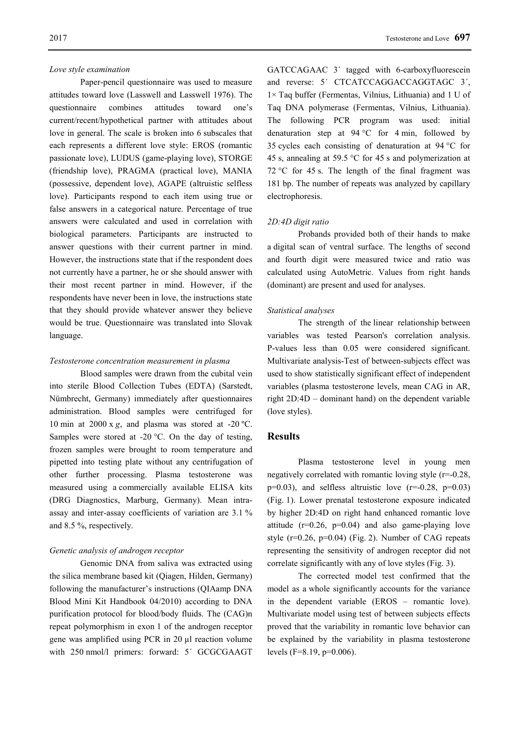*Love style examination*

Paper-pencil questionnaire was used to measure attitudes toward love (Lasswell and Lasswell 1976). The questionnaire combines attitudes toward one's current/recent/hypothetical partner with attitudes about love in general. The scale is broken into 6 subscales that each represents a different love style: EROS (romantic passionate love), LUDUS (game-playing love), STORGE (friendship love), PRAGMA (practical love), MANIA (possessive, dependent love), AGAPE (altruistic selfless love). Participants respond to each item using true or false answers in a categorical nature. Percentage of true answers were calculated and used in correlation with biological parameters. Participants are instructed to answer questions with their current partner in mind. However, the instructions state that if the respondent does not currently have a partner, he or she should answer with their most recent partner in mind. However, if the respondents have never been in love, the instructions state that they should provide whatever answer they believe would be true. Questionnaire was translated into Slovak language.

*Testosterone concentration measurement in plasma*

Blood samples were drawn from the cubital vein into sterile Blood Collection Tubes (EDTA) (Sarstedt, Nümbrecht, Germany) immediately after questionnaires administration. Blood samples were centrifuged for 10 min at 2000 x *g*, and plasma was stored at -20 ºC. Samples were stored at -20 °C. On the day of testing, frozen samples were brought to room temperature and pipetted into testing plate without any centrifugation of other further processing. Plasma testosterone was measured using a commercially available ELISA kits (DRG Diagnostics, Marburg, Germany). Mean intra-assay and inter-assay coefficients of variation are 3.1 % and 8.5 %, respectively.

*Genetic analysis of androgen receptor*

Genomic DNA from saliva was extracted using the silica membrane based kit (Qiagen, Hilden, Germany) following the manufacturer's instructions (QIAamp DNA Blood Mini Kit Handbook 04/2010) according to DNA purification protocol for blood/body fluids. The (CAG)n repeat polymorphism in exon 1 of the androgen receptor gene was amplified using PCR in 20 µl reaction volume with 250 nmol/l primers: forward: 5´ GCGCGAAGT GATCCAGAAC 3´ tagged with 6-carboxyfluorescein and reverse: 5´ CTCATCCAGGACCAGGTAGC 3´, 1× Taq buffer (Fermentas, Vilnius, Lithuania) and 1 U of Taq DNA polymerase (Fermentas, Vilnius, Lithuania). The following PCR program was used: initial denaturation step at 94 °C for 4 min, followed by 35 cycles each consisting of denaturation at 94 °C for 45 s, annealing at 59.5 °C for 45 s and polymerization at 72 °C for 45 s. The length of the final fragment was 181 bp. The number of repeats was analyzed by capillary electrophoresis.

*2D:4D digit ratio*

Probands provided both of their hands to make a digital scan of ventral surface. The lengths of second and fourth digit were measured twice and ratio was calculated using AutoMetric. Values from right hands (dominant) are present and used for analyses.

*Statistical analyses*

The strength of the linear relationship between variables was tested Pearson's correlation analysis. P-values less than 0.05 were considered significant. Multivariate analysis-Test of between-subjects effect was used to show statistically significant effect of independent variables (plasma testosterone levels, mean CAG in AR, right 2D:4D – dominant hand) on the dependent variable (love styles).

## Results

Plasma testosterone level in young men negatively correlated with romantic loving style ($r=-0.28$, $p=0.03$), and selfless altruistic love ($r=-0.28$, $p=0.03$) (Fig. 1). Lower prenatal testosterone exposure indicated by higher 2D:4D on right hand enhanced romantic love attitude ($r=0.26$, $p=0.04$) and also game-playing love style ($r=0.26$, $p=0.04$) (Fig. 2). Number of CAG repeats representing the sensitivity of androgen receptor did not correlate significantly with any of love styles (Fig. 3).

The corrected model test confirmed that the model as a whole significantly accounts for the variance in the dependent variable (EROS – romantic love). Multivariate model using test of between subjects effects proved that the variability in romantic love behavior can be explained by the variability in plasma testosterone levels ($F=8.19$, $p=0.006$).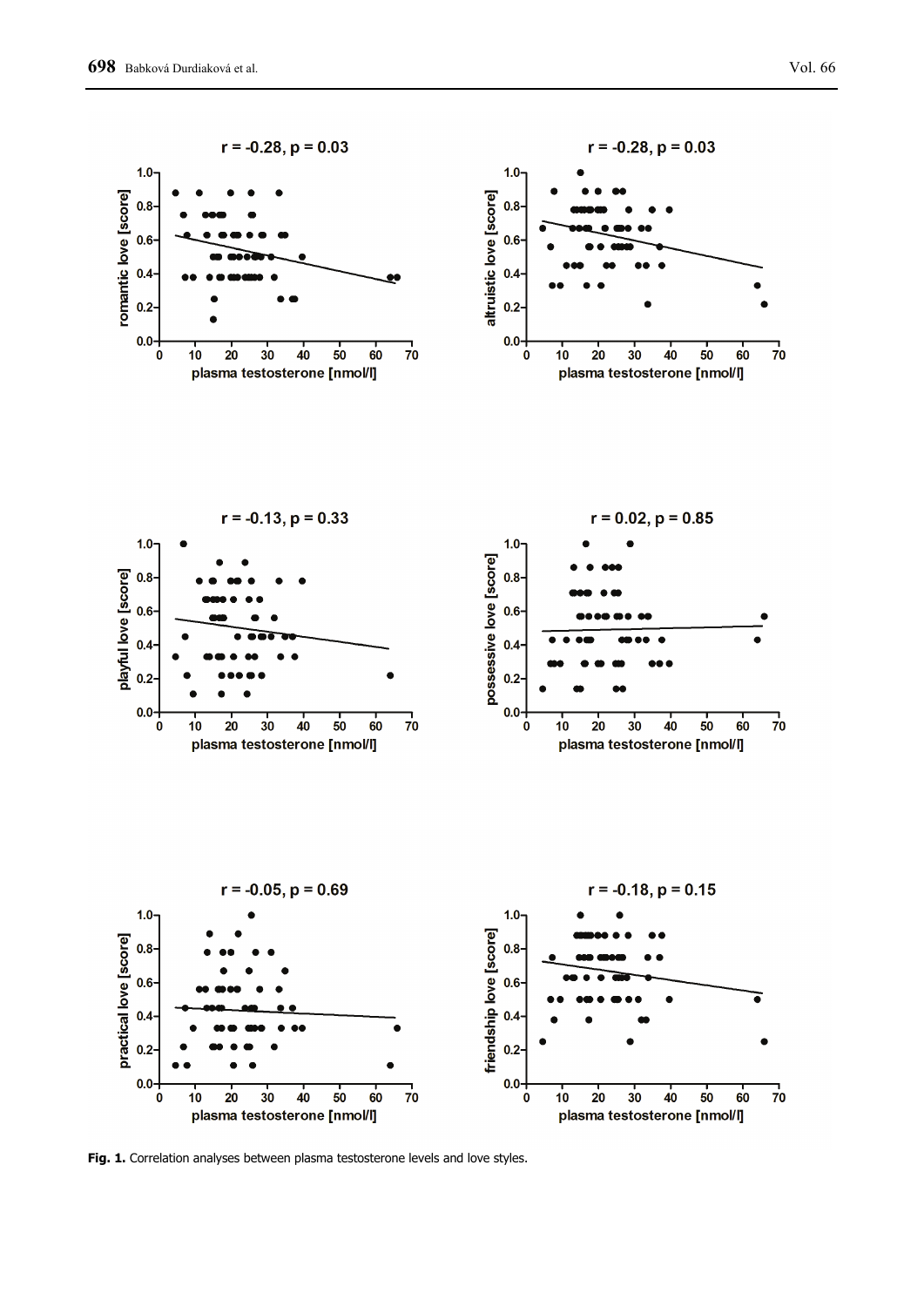**Fig. 1.** Correlation analyses between plasma testosterone levels and love styles.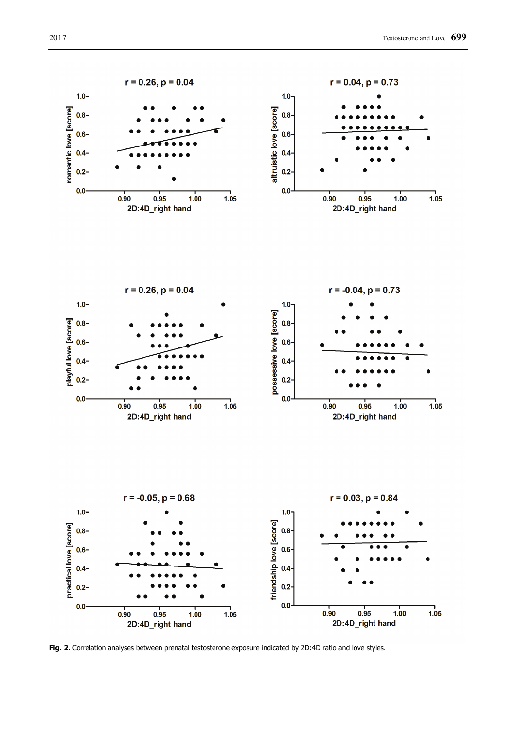Fig. 2. Correlation analyses between prenatal testosterone exposure indicated by 2D:4D ratio and love styles.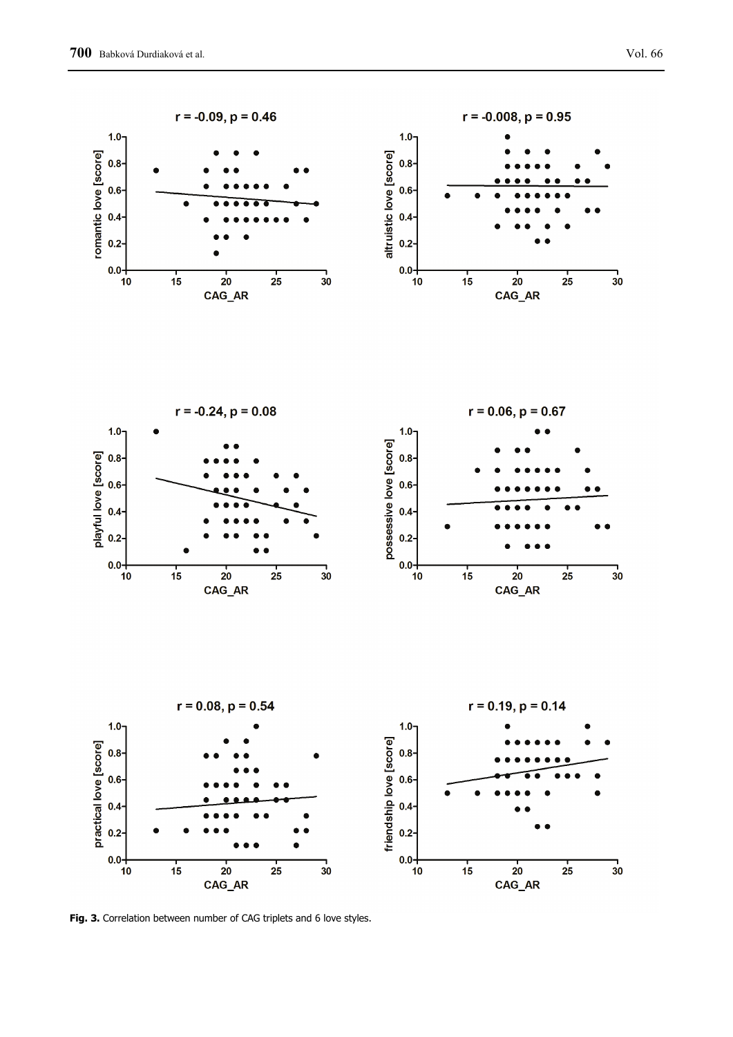**Fig. 3.** Correlation between number of CAG triplets and 6 love styles.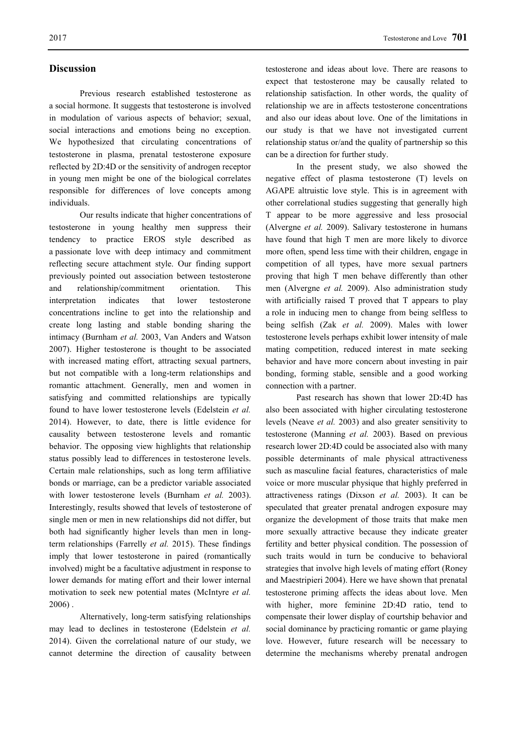## Discussion

Previous research established testosterone as a social hormone. It suggests that testosterone is involved in modulation of various aspects of behavior; sexual, social interactions and emotions being no exception. We hypothesized that circulating concentrations of testosterone in plasma, prenatal testosterone exposure reflected by 2D:4D or the sensitivity of androgen receptor in young men might be one of the biological correlates responsible for differences of love concepts among individuals.

Our results indicate that higher concentrations of testosterone in young healthy men suppress their tendency to practice EROS style described as a passionate love with deep intimacy and commitment reflecting secure attachment style. Our finding support previously pointed out association between testosterone and relationship/commitment orientation. This interpretation indicates that lower testosterone concentrations incline to get into the relationship and create long lasting and stable bonding sharing the intimacy (Burnham *et al.* 2003, Van Anders and Watson 2007). Higher testosterone is thought to be associated with increased mating effort, attracting sexual partners, but not compatible with a long-term relationships and romantic attachment. Generally, men and women in satisfying and committed relationships are typically found to have lower testosterone levels (Edelstein *et al.* 2014). However, to date, there is little evidence for causality between testosterone levels and romantic behavior. The opposing view highlights that relationship status possibly lead to differences in testosterone levels. Certain male relationships, such as long term affiliative bonds or marriage, can be a predictor variable associated with lower testosterone levels (Burnham *et al.* 2003). Interestingly, results showed that levels of testosterone of single men or men in new relationships did not differ, but both had significantly higher levels than men in long-term relationships (Farrelly *et al.* 2015). These findings imply that lower testosterone in paired (romantically involved) might be a facultative adjustment in response to lower demands for mating effort and their lower internal motivation to seek new potential mates (McIntyre *et al.* 2006) .

Alternatively, long-term satisfying relationships may lead to declines in testosterone (Edelstein *et al.* 2014). Given the correlational nature of our study, we cannot determine the direction of causality between testosterone and ideas about love. There are reasons to expect that testosterone may be causally related to relationship satisfaction. In other words, the quality of relationship we are in affects testosterone concentrations and also our ideas about love. One of the limitations in our study is that we have not investigated current relationship status or/and the quality of partnership so this can be a direction for further study.

In the present study, we also showed the negative effect of plasma testosterone (T) levels on AGAPE altruistic love style. This is in agreement with other correlational studies suggesting that generally high T appear to be more aggressive and less prosocial (Alvergne *et al.* 2009). Salivary testosterone in humans have found that high T men are more likely to divorce more often, spend less time with their children, engage in competition of all types, have more sexual partners proving that high T men behave differently than other men (Alvergne *et al.* 2009). Also administration study with artificially raised T proved that T appears to play a role in inducing men to change from being selfless to being selfish (Zak *et al.* 2009). Males with lower testosterone levels perhaps exhibit lower intensity of male mating competition, reduced interest in mate seeking behavior and have more concern about investing in pair bonding, forming stable, sensible and a good working connection with a partner.

Past research has shown that lower 2D:4D has also been associated with higher circulating testosterone levels (Neave *et al.* 2003) and also greater sensitivity to testosterone (Manning *et al.* 2003). Based on previous research lower 2D:4D could be associated also with many possible determinants of male physical attractiveness such as masculine facial features, characteristics of male voice or more muscular physique that highly preferred in attractiveness ratings (Dixson *et al.* 2003). It can be speculated that greater prenatal androgen exposure may organize the development of those traits that make men more sexually attractive because they indicate greater fertility and better physical condition. The possession of such traits would in turn be conducive to behavioral strategies that involve high levels of mating effort (Roney and Maestripieri 2004). Here we have shown that prenatal testosterone priming affects the ideas about love. Men with higher, more feminine 2D:4D ratio, tend to compensate their lower display of courtship behavior and social dominance by practicing romantic or game playing love. However, future research will be necessary to determine the mechanisms whereby prenatal androgen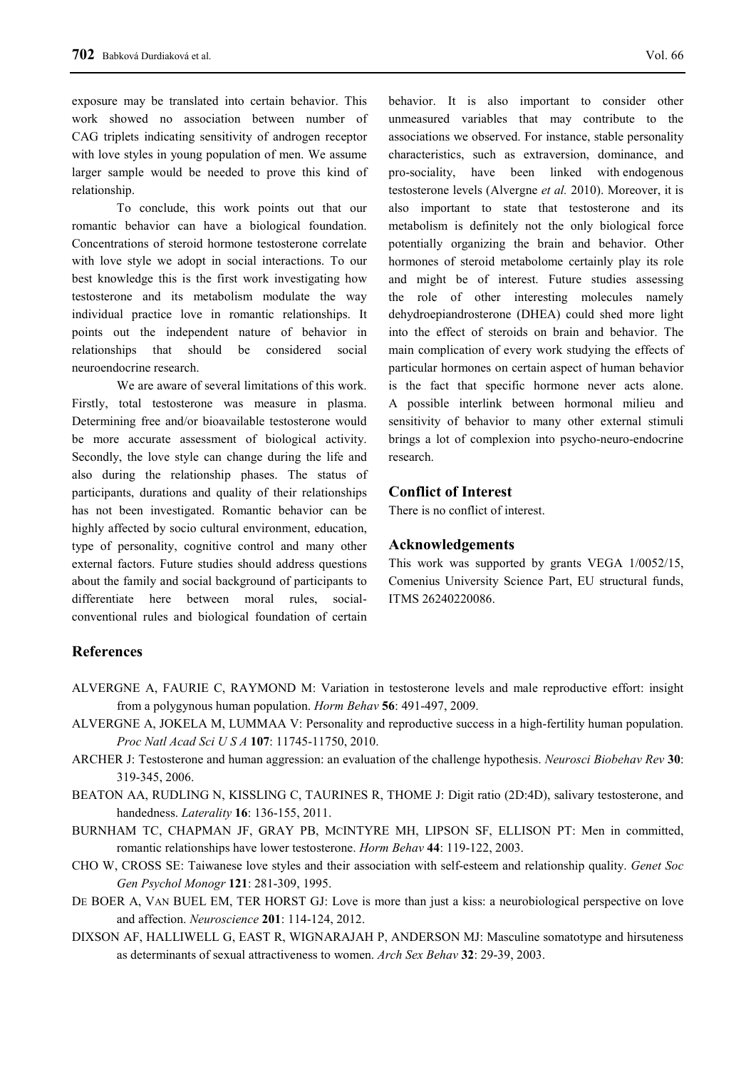exposure may be translated into certain behavior. This work showed no association between number of CAG triplets indicating sensitivity of androgen receptor with love styles in young population of men. We assume larger sample would be needed to prove this kind of relationship.

To conclude, this work points out that our romantic behavior can have a biological foundation. Concentrations of steroid hormone testosterone correlate with love style we adopt in social interactions. To our best knowledge this is the first work investigating how testosterone and its metabolism modulate the way individual practice love in romantic relationships. It points out the independent nature of behavior in relationships that should be considered social neuroendocrine research.

We are aware of several limitations of this work. Firstly, total testosterone was measure in plasma. Determining free and/or bioavailable testosterone would be more accurate assessment of biological activity. Secondly, the love style can change during the life and also during the relationship phases. The status of participants, durations and quality of their relationships has not been investigated. Romantic behavior can be highly affected by socio cultural environment, education, type of personality, cognitive control and many other external factors. Future studies should address questions about the family and social background of participants to differentiate here between moral rules, social-conventional rules and biological foundation of certain behavior. It is also important to consider other unmeasured variables that may contribute to the associations we observed. For instance, stable personality characteristics, such as extraversion, dominance, and pro-sociality, have been linked with endogenous testosterone levels (Alvergne *et al.* 2010). Moreover, it is also important to state that testosterone and its metabolism is definitely not the only biological force potentially organizing the brain and behavior. Other hormones of steroid metabolome certainly play its role and might be of interest. Future studies assessing the role of other interesting molecules namely dehydroepiandrosterone (DHEA) could shed more light into the effect of steroids on brain and behavior. The main complication of every work studying the effects of particular hormones on certain aspect of human behavior is the fact that specific hormone never acts alone. A possible interlink between hormonal milieu and sensitivity of behavior to many other external stimuli brings a lot of complexion into psycho-neuro-endocrine research.

## Conflict of Interest

There is no conflict of interest.

## Acknowledgements

This work was supported by grants VEGA 1/0052/15, Comenius University Science Part, EU structural funds, ITMS 26240220086.

## References

ALVERGNE A, FAURIE C, RAYMOND M: Variation in testosterone levels and male reproductive effort: insight from a polygynous human population. *Horm Behav* **56**: 491-497, 2009.

ALVERGNE A, JOKELA M, LUMMAA V: Personality and reproductive success in a high-fertility human population. *Proc Natl Acad Sci U S A* **107**: 11745-11750, 2010.

ARCHER J: Testosterone and human aggression: an evaluation of the challenge hypothesis. *Neurosci Biobehav Rev* **30**: 319-345, 2006.

BEATON AA, RUDLING N, KISSLING C, TAURINES R, THOME J: Digit ratio (2D:4D), salivary testosterone, and handedness. *Laterality* **16**: 136-155, 2011.

BURNHAM TC, CHAPMAN JF, GRAY PB, MCINTYRE MH, LIPSON SF, ELLISON PT: Men in committed, romantic relationships have lower testosterone. *Horm Behav* **44**: 119-122, 2003.

CHO W, CROSS SE: Taiwanese love styles and their association with self-esteem and relationship quality. *Genet Soc Gen Psychol Monogr* **121**: 281-309, 1995.

DE BOER A, VAN BUEL EM, TER HORST GJ: Love is more than just a kiss: a neurobiological perspective on love and affection. *Neuroscience* **201**: 114-124, 2012.

DIXSON AF, HALLIWELL G, EAST R, WIGNARAJAH P, ANDERSON MJ: Masculine somatotype and hirsuteness as determinants of sexual attractiveness to women. *Arch Sex Behav* **32**: 29-39, 2003.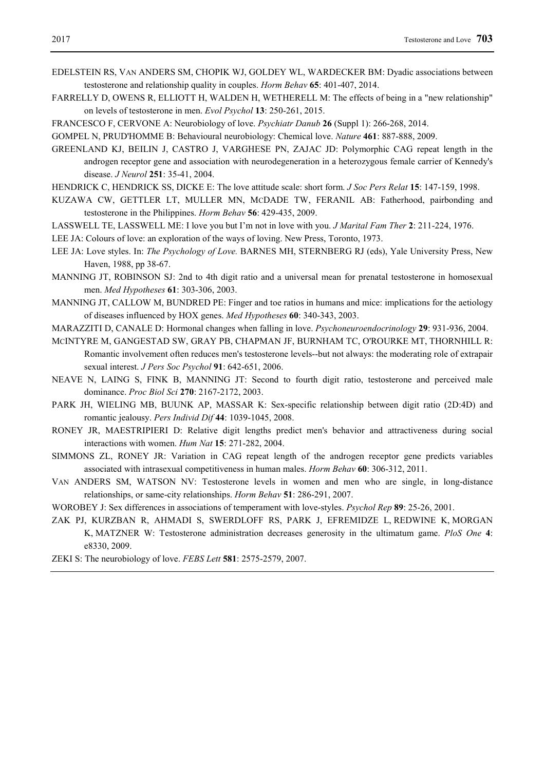EDELSTEIN RS, VAN ANDERS SM, CHOPIK WJ, GOLDEY WL, WARDECKER BM: Dyadic associations between testosterone and relationship quality in couples. *Horm Behav* **65**: 401-407, 2014.

FARRELLY D, OWENS R, ELLIOTT H, WALDEN H, WETHERELL M: The effects of being in a "new relationship" on levels of testosterone in men. *Evol Psychol* **13**: 250-261, 2015.

FRANCESCO F, CERVONE A: Neurobiology of love. *Psychiatr Danub* **26** (Suppl 1): 266-268, 2014.

GOMPEL N, PRUD'HOMME B: Behavioural neurobiology: Chemical love. *Nature* **461**: 887-888, 2009.

GREENLAND KJ, BEILIN J, CASTRO J, VARGHESE PN, ZAJAC JD: Polymorphic CAG repeat length in the androgen receptor gene and association with neurodegeneration in a heterozygous female carrier of Kennedy's disease. *J Neurol* **251**: 35-41, 2004.

HENDRICK C, HENDRICK SS, DICKE E: The love attitude scale: short form. *J Soc Pers Relat* **15**: 147-159, 1998.

KUZAWA CW, GETTLER LT, MULLER MN, MCDADE TW, FERANIL AB: Fatherhood, pairbonding and testosterone in the Philippines. *Horm Behav* **56**: 429-435, 2009.

LASSWELL TE, LASSWELL ME: I love you but I'm not in love with you. *J Marital Fam Ther* **2**: 211-224, 1976.

LEE JA: Colours of love: an exploration of the ways of loving. New Press, Toronto, 1973.

LEE JA: Love styles. In: *The Psychology of Love.* BARNES MH, STERNBERG RJ (eds), Yale University Press, New Haven, 1988, pp 38-67.

MANNING JT, ROBINSON SJ: 2nd to 4th digit ratio and a universal mean for prenatal testosterone in homosexual men. *Med Hypotheses* **61**: 303-306, 2003.

MANNING JT, CALLOW M, BUNDRED PE: Finger and toe ratios in humans and mice: implications for the aetiology of diseases influenced by HOX genes. *Med Hypotheses* **60**: 340-343, 2003.

MARAZZITI D, CANALE D: Hormonal changes when falling in love. *Psychoneuroendocrinology* **29**: 931-936, 2004.

MCINTYRE M, GANGESTAD SW, GRAY PB, CHAPMAN JF, BURNHAM TC, O'ROURKE MT, THORNHILL R: Romantic involvement often reduces men's testosterone levels--but not always: the moderating role of extrapair sexual interest. *J Pers Soc Psychol* **91**: 642-651, 2006.

NEAVE N, LAING S, FINK B, MANNING JT: Second to fourth digit ratio, testosterone and perceived male dominance. *Proc Biol Sci* **270**: 2167-2172, 2003.

PARK JH, WIELING MB, BUUNK AP, MASSAR K: Sex-specific relationship between digit ratio (2D:4D) and romantic jealousy. *Pers Individ Dif* **44**: 1039-1045, 2008.

RONEY JR, MAESTRIPIERI D: Relative digit lengths predict men's behavior and attractiveness during social interactions with women. *Hum Nat* **15**: 271-282, 2004.

SIMMONS ZL, RONEY JR: Variation in CAG repeat length of the androgen receptor gene predicts variables associated with intrasexual competitiveness in human males. *Horm Behav* **60**: 306-312, 2011.

VAN ANDERS SM, WATSON NV: Testosterone levels in women and men who are single, in long-distance relationships, or same-city relationships. *Horm Behav* **51**: 286-291, 2007.

WOROBEY J: Sex differences in associations of temperament with love-styles. *Psychol Rep* **89**: 25-26, 2001.

ZAK PJ, KURZBAN R, AHMADI S, SWERDLOFF RS, PARK J, EFREMIDZE L, REDWINE K, MORGAN K, MATZNER W: Testosterone administration decreases generosity in the ultimatum game. *PloS One* **4**: e8330, 2009.

ZEKI S: The neurobiology of love. *FEBS Lett* **581**: 2575-2579, 2007.